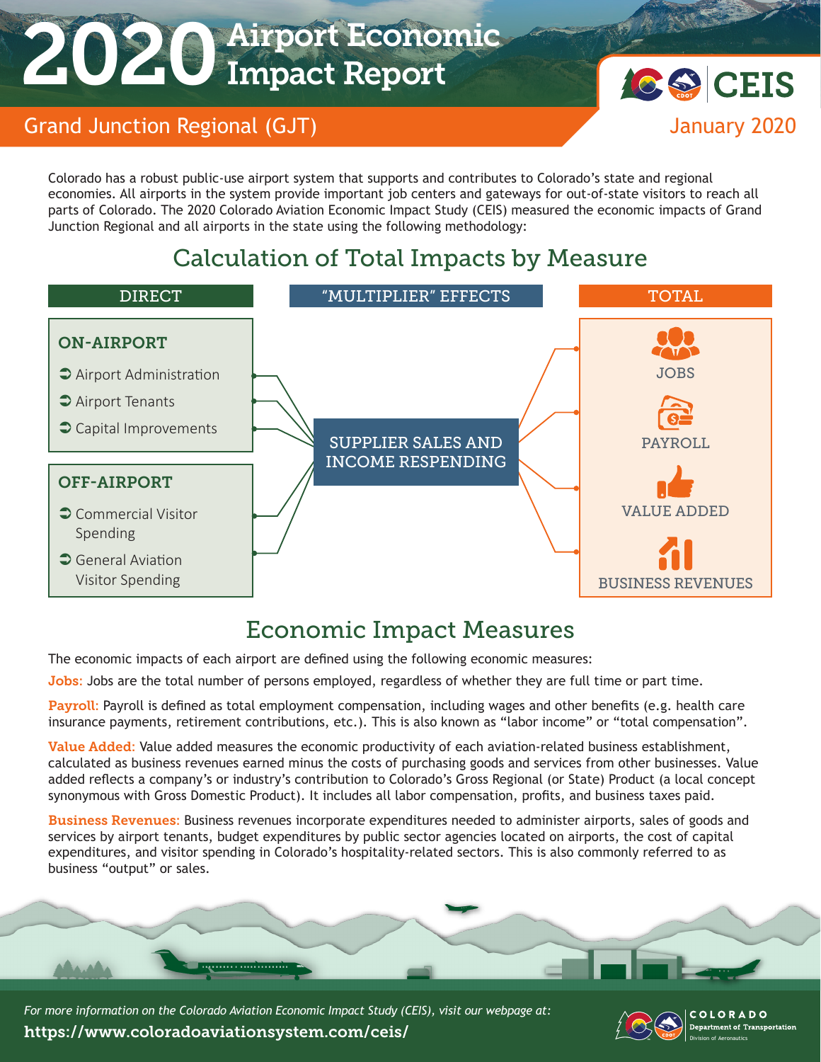# 2020 Airport Economic Impact Report

CEIS

## Grand Junction Regional (GJT)

January 2020

Colorado has a robust public-use airport system that supports and contributes to Colorado's state and regional economies. All airports in the system provide important job centers and gateways for out-of-state visitors to reach all parts of Colorado. The 2020 Colorado Aviation Economic Impact Study (CEIS) measured the economic impacts of Grand Junction Regional and all airports in the state using the following methodology:

## Calculation of Total Impacts by Measure

**DIRECT**

**ON-AIRPORT**

- Airport Administration
- Airport Tenants
- Capital Improvements

**OFF-AIRPORT**

- Commercial Visitor Spending
- General Aviation Visitor Spending

**"MULTIPLIER" EFFECTS**

SUPPLIER SALES AND INCOME RESPENDING

**TOTAL**

- JOBS
- PAYROLL
- VALUE ADDED
- BUSINESS REVENUES

## Economic Impact Measures

The economic impacts of each airport are defined using the following economic measures:

**Jobs:** Jobs are the total number of persons employed, regardless of whether they are full time or part time.

**Payroll:** Payroll is defined as total employment compensation, including wages and other benefits (e.g. health care insurance payments, retirement contributions, etc.). This is also known as "labor income" or "total compensation".

**Value Added:** Value added measures the economic productivity of each aviation-related business establishment, calculated as business revenues earned minus the costs of purchasing goods and services from other businesses. Value added reflects a company's or industry's contribution to Colorado's Gross Regional (or State) Product (a local concept synonymous with Gross Domestic Product). It includes all labor compensation, profits, and business taxes paid.

**Business Revenues:** Business revenues incorporate expenditures needed to administer airports, sales of goods and services by airport tenants, budget expenditures by public sector agencies located on airports, the cost of capital expenditures, and visitor spending in Colorado's hospitality-related sectors. This is also commonly referred to as business "output" or sales.

*For more information on the Colorado Aviation Economic Impact Study (CEIS), visit our webpage at:*

**https://www.coloradoaviationsystem.com/ceis/**

COLORADO Department of Transportation Division of Aeronautics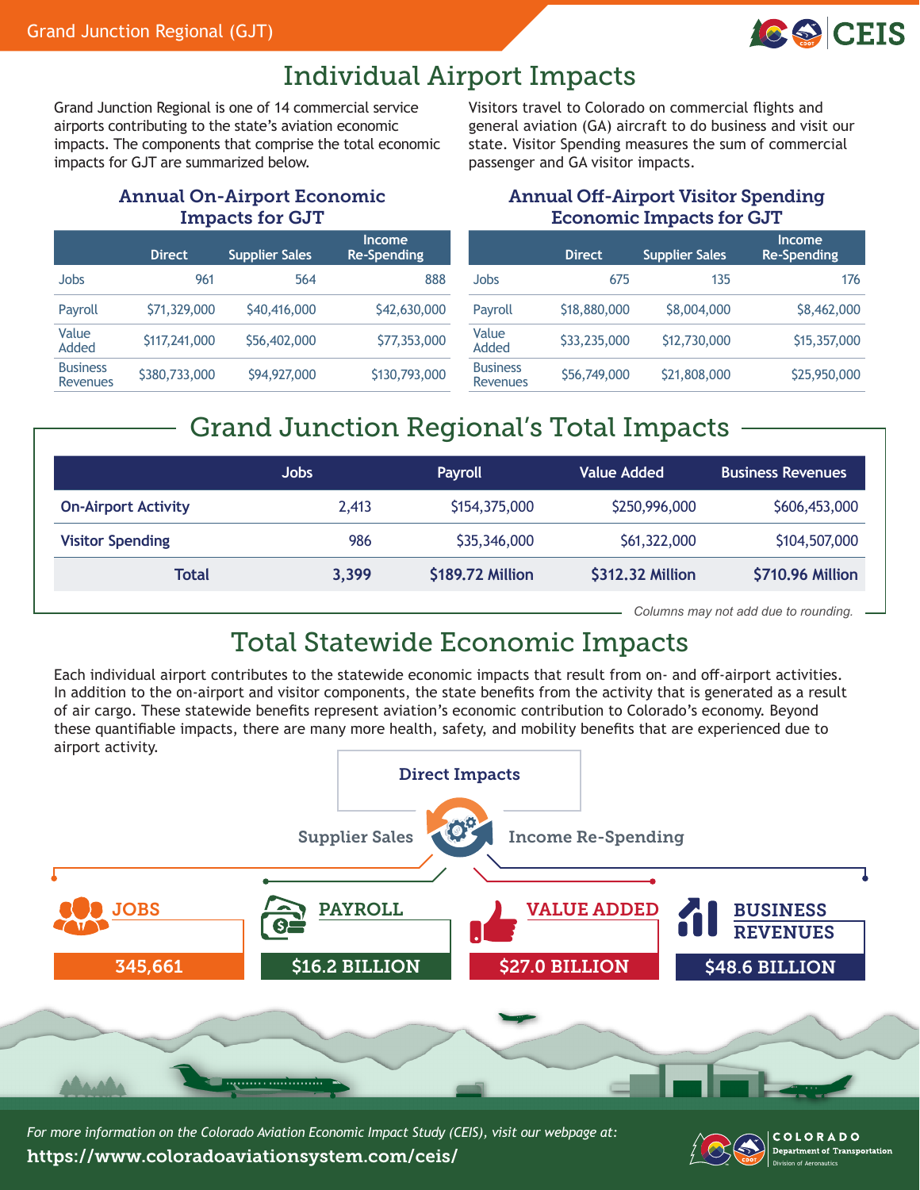Grand Junction Regional (GJT)

# Individual Airport Impacts

Grand Junction Regional is one of 14 commercial service airports contributing to the state's aviation economic impacts. The components that comprise the total economic impacts for GJT are summarized below.

Visitors travel to Colorado on commercial flights and general aviation (GA) aircraft to do business and visit our state. Visitor Spending measures the sum of commercial passenger and GA visitor impacts.

### Annual On-Airport Economic Impacts for GJT

| | Direct | Supplier Sales | Income Re-Spending |
|---|---|---|---|
| Jobs | 961 | 564 | 888 |
| Payroll | $71,329,000 | $40,416,000 | $42,630,000 |
| Value Added | $117,241,000 | $56,402,000 | $77,353,000 |
| Business Revenues | $380,733,000 | $94,927,000 | $130,793,000 |

### Annual Off-Airport Visitor Spending Economic Impacts for GJT

| | Direct | Supplier Sales | Income Re-Spending |
|---|---|---|---|
| Jobs | 675 | 135 | 176 |
| Payroll | $18,880,000 | $8,004,000 | $8,462,000 |
| Value Added | $33,235,000 | $12,730,000 | $15,357,000 |
| Business Revenues | $56,749,000 | $21,808,000 | $25,950,000 |

## Grand Junction Regional's Total Impacts

| | Jobs | Payroll | Value Added | Business Revenues |
|---|---|---|---|---|
| **On-Airport Activity** | 2,413 | $154,375,000 | $250,996,000 | $606,453,000 |
| **Visitor Spending** | 986 | $35,346,000 | $61,322,000 | $104,507,000 |
| **Total** | **3,399** | **$189.72 Million** | **$312.32 Million** | **$710.96 Million** |

*Columns may not add due to rounding.*

## Total Statewide Economic Impacts

Each individual airport contributes to the statewide economic impacts that result from on- and off-airport activities. In addition to the on-airport and visitor components, the state benefits from the activity that is generated as a result of air cargo. These statewide benefits represent aviation's economic contribution to Colorado's economy. Beyond these quantifiable impacts, there are many more health, safety, and mobility benefits that are experienced due to airport activity.

Direct Impacts

Supplier Sales

Income Re-Spending

**JOBS**
345,661

**PAYROLL**
$16.2 BILLION

**VALUE ADDED**
$27.0 BILLION

**BUSINESS REVENUES**
$48.6 BILLION

*For more information on the Colorado Aviation Economic Impact Study (CEIS), visit our webpage at:*

**https://www.coloradoaviationsystem.com/ceis/**